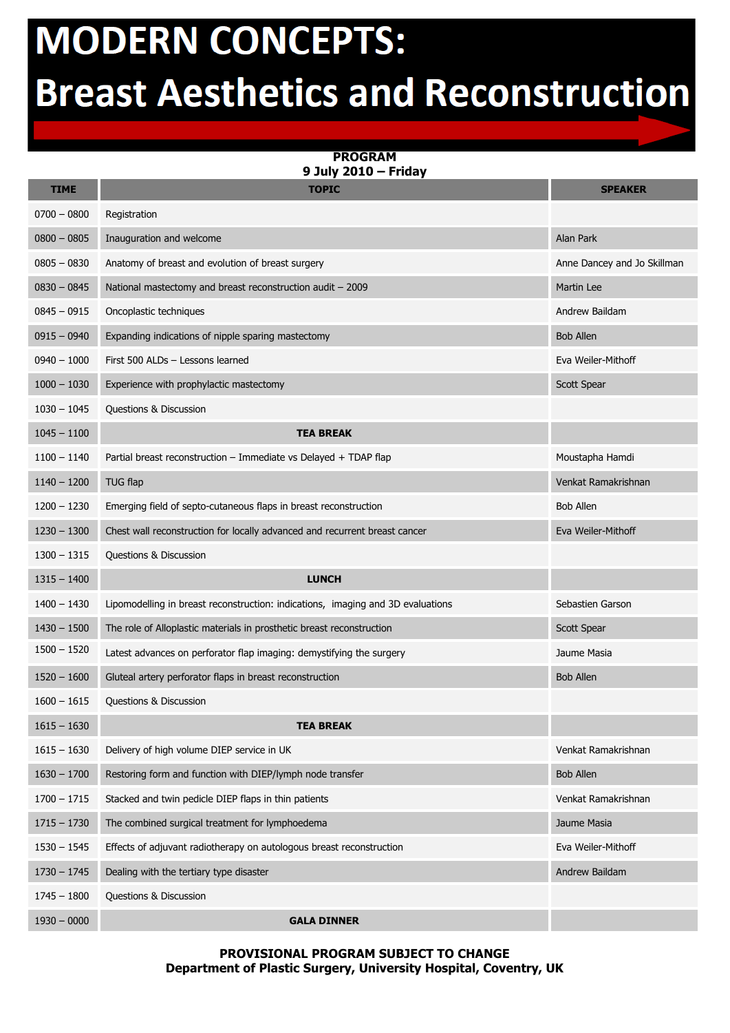# MODERN CONCEPTS:
# Breast Aesthetics and Reconstruction

**PROGRAM**
**9 July 2010 – Friday**

| TIME | TOPIC | SPEAKER |
| --- | --- | --- |
| 0700 – 0800 | Registration | |
| 0800 – 0805 | Inauguration and welcome | Alan Park |
| 0805 – 0830 | Anatomy of breast and evolution of breast surgery | Anne Dancey and Jo Skillman |
| 0830 – 0845 | National mastectomy and breast reconstruction audit – 2009 | Martin Lee |
| 0845 – 0915 | Oncoplastic techniques | Andrew Baildam |
| 0915 – 0940 | Expanding indications of nipple sparing mastectomy | Bob Allen |
| 0940 – 1000 | First 500 ALDs – Lessons learned | Eva Weiler-Mithoff |
| 1000 – 1030 | Experience with prophylactic mastectomy | Scott Spear |
| 1030 – 1045 | Questions & Discussion | |
| 1045 – 1100 | **TEA BREAK** | |
| 1100 – 1140 | Partial breast reconstruction – Immediate vs Delayed + TDAP flap | Moustapha Hamdi |
| 1140 – 1200 | TUG flap | Venkat Ramakrishnan |
| 1200 – 1230 | Emerging field of septo-cutaneous flaps in breast reconstruction | Bob Allen |
| 1230 – 1300 | Chest wall reconstruction for locally advanced and recurrent breast cancer | Eva Weiler-Mithoff |
| 1300 – 1315 | Questions & Discussion | |
| 1315 – 1400 | **LUNCH** | |
| 1400 – 1430 | Lipomodelling in breast reconstruction: indications, imaging and 3D evaluations | Sebastien Garson |
| 1430 – 1500 | The role of Alloplastic materials in prosthetic breast reconstruction | Scott Spear |
| 1500 – 1520 | Latest advances on perforator flap imaging: demystifying the surgery | Jaume Masia |
| 1520 – 1600 | Gluteal artery perforator flaps in breast reconstruction | Bob Allen |
| 1600 – 1615 | Questions & Discussion | |
| 1615 – 1630 | **TEA BREAK** | |
| 1615 – 1630 | Delivery of high volume DIEP service in UK | Venkat Ramakrishnan |
| 1630 – 1700 | Restoring form and function with DIEP/lymph node transfer | Bob Allen |
| 1700 – 1715 | Stacked and twin pedicle DIEP flaps in thin patients | Venkat Ramakrishnan |
| 1715 – 1730 | The combined surgical treatment for lymphoedema | Jaume Masia |
| 1530 – 1545 | Effects of adjuvant radiotherapy on autologous breast reconstruction | Eva Weiler-Mithoff |
| 1730 – 1745 | Dealing with the tertiary type disaster | Andrew Baildam |
| 1745 – 1800 | Questions & Discussion | |
| 1930 – 0000 | **GALA DINNER** | |

**PROVISIONAL PROGRAM SUBJECT TO CHANGE**
**Department of Plastic Surgery, University Hospital, Coventry, UK**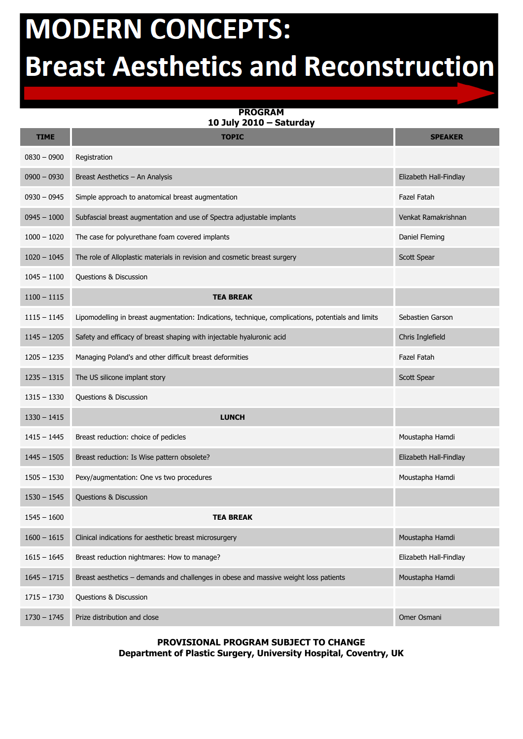# MODERN CONCEPTS:

# Breast Aesthetics and Reconstruction

**PROGRAM**
**10 July 2010 – Saturday**

| TIME | TOPIC | SPEAKER |
|---|---|---|
| 0830 – 0900 | Registration | |
| 0900 – 0930 | Breast Aesthetics – An Analysis | Elizabeth Hall-Findlay |
| 0930 – 0945 | Simple approach to anatomical breast augmentation | Fazel Fatah |
| 0945 – 1000 | Subfascial breast augmentation and use of Spectra adjustable implants | Venkat Ramakrishnan |
| 1000 – 1020 | The case for polyurethane foam covered implants | Daniel Fleming |
| 1020 – 1045 | The role of Alloplastic materials in revision and cosmetic breast surgery | Scott Spear |
| 1045 – 1100 | Questions & Discussion | |
| 1100 – 1115 | **TEA BREAK** | |
| 1115 – 1145 | Lipomodelling in breast augmentation: Indications, technique, complications, potentials and limits | Sebastien Garson |
| 1145 – 1205 | Safety and efficacy of breast shaping with injectable hyaluronic acid | Chris Inglefield |
| 1205 – 1235 | Managing Poland's and other difficult breast deformities | Fazel Fatah |
| 1235 – 1315 | The US silicone implant story | Scott Spear |
| 1315 – 1330 | Questions & Discussion | |
| 1330 – 1415 | **LUNCH** | |
| 1415 – 1445 | Breast reduction: choice of pedicles | Moustapha Hamdi |
| 1445 – 1505 | Breast reduction: Is Wise pattern obsolete? | Elizabeth Hall-Findlay |
| 1505 – 1530 | Pexy/augmentation: One vs two procedures | Moustapha Hamdi |
| 1530 – 1545 | Questions & Discussion | |
| 1545 – 1600 | **TEA BREAK** | |
| 1600 – 1615 | Clinical indications for aesthetic breast microsurgery | Moustapha Hamdi |
| 1615 – 1645 | Breast reduction nightmares: How to manage? | Elizabeth Hall-Findlay |
| 1645 – 1715 | Breast aesthetics – demands and challenges in obese and massive weight loss patients | Moustapha Hamdi |
| 1715 – 1730 | Questions & Discussion | |
| 1730 – 1745 | Prize distribution and close | Omer Osmani |

**PROVISIONAL PROGRAM SUBJECT TO CHANGE**
**Department of Plastic Surgery, University Hospital, Coventry, UK**